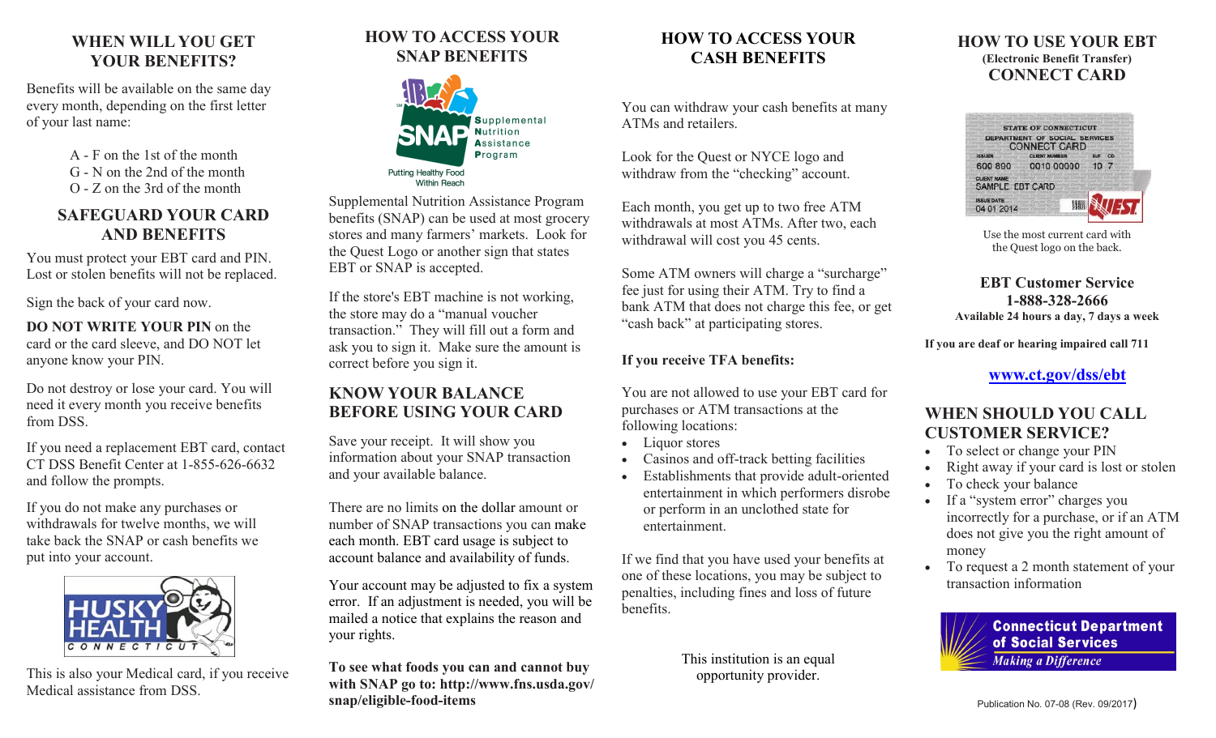## WHEN WILL YOU GET YOUR BENEFITS?

Benefits will be available on the same day every month, depending on the first letter of your last name:

A - F on the 1st of the month
G - N on the 2nd of the month
O - Z on the 3rd of the month

## SAFEGUARD YOUR CARD AND BENEFITS

You must protect your EBT card and PIN. Lost or stolen benefits will not be replaced.

Sign the back of your card now.

**DO NOT WRITE YOUR PIN** on the card or the card sleeve, and DO NOT let anyone know your PIN.

Do not destroy or lose your card. You will need it every month you receive benefits from DSS.

If you need a replacement EBT card, contact CT DSS Benefit Center at 1-855-626-6632 and follow the prompts.

If you do not make any purchases or withdrawals for twelve months, we will take back the SNAP or cash benefits we put into your account.

HUSKY HEALTH CONNECTICUT

This is also your Medical card, if you receive Medical assistance from DSS.

## HOW TO ACCESS YOUR SNAP BENEFITS

SNAP Supplemental Nutrition Assistance Program
Putting Healthy Food Within Reach

Supplemental Nutrition Assistance Program benefits (SNAP) can be used at most grocery stores and many farmers' markets. Look for the Quest Logo or another sign that states EBT or SNAP is accepted.

If the store's EBT machine is not working, the store may do a "manual voucher transaction." They will fill out a form and ask you to sign it. Make sure the amount is correct before you sign it.

## KNOW YOUR BALANCE BEFORE USING YOUR CARD

Save your receipt. It will show you information about your SNAP transaction and your available balance.

There are no limits on the dollar amount or number of SNAP transactions you can make each month. EBT card usage is subject to account balance and availability of funds.

Your account may be adjusted to fix a system error. If an adjustment is needed, you will be mailed a notice that explains the reason and your rights.

**To see what foods you can and cannot buy with SNAP go to: http://www.fns.usda.gov/snap/eligible-food-items**

## HOW TO ACCESS YOUR CASH BENEFITS

You can withdraw your cash benefits at many ATMs and retailers.

Look for the Quest or NYCE logo and withdraw from the "checking" account.

Each month, you get up to two free ATM withdrawals at most ATMs. After two, each withdrawal will cost you 45 cents.

Some ATM owners will charge a "surcharge" fee just for using their ATM. Try to find a bank ATM that does not charge this fee, or get "cash back" at participating stores.

**If you receive TFA benefits:**

You are not allowed to use your EBT card for purchases or ATM transactions at the following locations:

- Liquor stores
- Casinos and off-track betting facilities
- Establishments that provide adult-oriented entertainment in which performers disrobe or perform in an unclothed state for entertainment.

If we find that you have used your benefits at one of these locations, you may be subject to penalties, including fines and loss of future benefits.

This institution is an equal opportunity provider.

## HOW TO USE YOUR EBT (Electronic Benefit Transfer) CONNECT CARD

STATE OF CONNECTICUT
DEPARTMENT OF SOCIAL SERVICES
CONNECT CARD
ISSUER 600 890 | CLIENT NUMBER 0010 00000 | SUF 10 | CD 7
CLIENT NAME SAMPLE EBT CARD
ISSUE DATE 04 01 2014
QUEST

Use the most current card with the Quest logo on the back.

**EBT Customer Service**
**1-888-328-2666**
**Available 24 hours a day, 7 days a week**

**If you are deaf or hearing impaired call 711**

**www.ct.gov/dss/ebt**

## WHEN SHOULD YOU CALL CUSTOMER SERVICE?

- To select or change your PIN
- Right away if your card is lost or stolen
- To check your balance
- If a "system error" charges you incorrectly for a purchase, or if an ATM does not give you the right amount of money
- To request a 2 month statement of your transaction information

**Connecticut Department of Social Services**
*Making a Difference*

Publication No. 07-08 (Rev. 09/2017)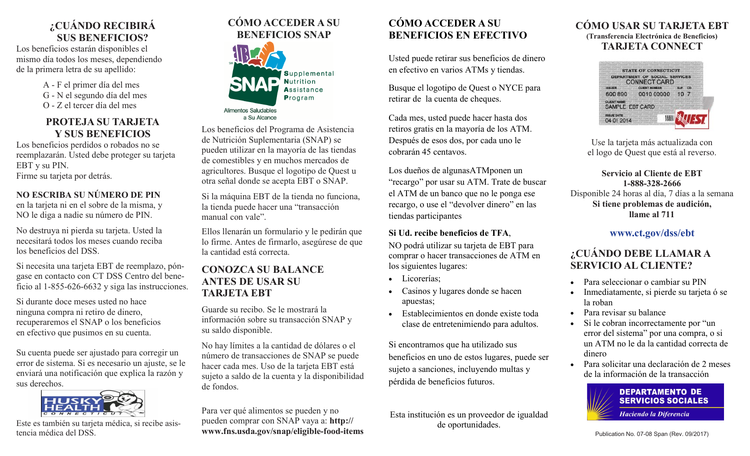## ¿CUÁNDO RECIBIRÁ SUS BENEFICIOS?

Los beneficios estarán disponibles el mismo día todos los meses, dependiendo de la primera letra de su apellido:

A - F el primer día del mes
G - N el segundo día del mes
O - Z el tercer día del mes

## PROTEJA SU TARJETA Y SUS BENEFICIOS

Los beneficios perdidos o robados no se reemplazarán. Usted debe proteger su tarjeta EBT y su PIN.
Firme su tarjeta por detrás.

**NO ESCRIBA SU NÚMERO DE PIN** en la tarjeta ni en el sobre de la misma, y NO le diga a nadie su número de PIN.

No destruya ni pierda su tarjeta. Usted la necesitará todos los meses cuando reciba los beneficios del DSS.

Si necesita una tarjeta EBT de reemplazo, póngase en contacto con CT DSS Centro del beneficio al 1-855-626-6632 y siga las instrucciones.

Si durante doce meses usted no hace ninguna compra ni retiro de dinero, recuperaremos el SNAP o los beneficios en efectivo que pusimos en su cuenta.

Su cuenta puede ser ajustado para corregir un error de sistema. Si es necesario un ajuste, se le enviará una notificación que explica la razón y sus derechos.

HUSKY HEALTH CONNECTICUT

Este es también su tarjeta médica, si recibe asistencia médica del DSS.

## CÓMO ACCEDER A SU BENEFICIOS SNAP

SNAP Supplemental Nutrition Assistance Program
Alimentos Saludables a Su Alcance

Los beneficios del Programa de Asistencia de Nutrición Suplementaria (SNAP) se pueden utilizar en la mayoría de las tiendas de comestibles y en muchos mercados de agricultores. Busque el logotipo de Quest u otra señal donde se acepta EBT o SNAP.

Si la máquina EBT de la tienda no funciona, la tienda puede hacer una "transacción manual con vale".

Ellos llenarán un formulario y le pedirán que lo firme. Antes de firmarlo, asegúrese de que la cantidad está correcta.

## CONOZCA SU BALANCE ANTES DE USAR SU TARJETA EBT

Guarde su recibo. Se le mostrará la información sobre su transacción SNAP y su saldo disponible.

No hay límites a la cantidad de dólares o el número de transacciones de SNAP se puede hacer cada mes. Uso de la tarjeta EBT está sujeto a saldo de la cuenta y la disponibilidad de fondos.

Para ver qué alimentos se pueden y no pueden comprar con SNAP vaya a: **http://www.fns.usda.gov/snap/eligible-food-items**

## CÓMO ACCEDER A SU BENEFICIOS EN EFECTIVO

Usted puede retirar sus beneficios de dinero en efectivo en varios ATMs y tiendas.

Busque el logotipo de Quest o NYCE para retirar de la cuenta de cheques.

Cada mes, usted puede hacer hasta dos retiros gratis en la mayoría de los ATM. Después de esos dos, por cada uno le cobrarán 45 centavos.

Los dueños de algunasATMponen un "recargo" por usar su ATM. Trate de buscar el ATM de un banco que no le ponga ese recargo, o use el "devolver dinero" en las tiendas participantes

**Si Ud. recibe beneficios de TFA**, NO podrá utilizar su tarjeta de EBT para comprar o hacer transacciones de ATM en los siguientes lugares:

- Licorerías;
- Casinos y lugares donde se hacen apuestas;
- Establecimientos en donde existe toda clase de entretenimiendo para adultos.

Si encontramos que ha utilizado sus beneficios en uno de estos lugares, puede ser sujeto a sanciones, incluyendo multas y pérdida de beneficios futuros.

Esta institución es un proveedor de igualdad de oportunidades.

## CÓMO USAR SU TARJETA EBT
**(Transferencia Electrónica de Beneficios)**
## TARJETA CONNECT

STATE OF CONNECTICUT
DEPARTMENT OF SOCIAL SERVICES
CONNECT CARD
ISSUER 600 890 CLIENT NUMBER 0010 00000 SUF 10 CD 7
CLIENT NAME SAMPLE EBT CARD
ISSUE DATE 04 01 2014
QUEST

Use la tarjeta más actualizada con el logo de Quest que está al reverso.

**Servicio al Cliente de EBT**
**1-888-328-2666**
Disponible 24 horas al día, 7 días a la semana
**Si tiene problemas de audición, llame al 711**

**www.ct.gov/dss/ebt**

## ¿CUÁNDO DEBE LLAMAR A SERVICIO AL CLIENTE?

- Para seleccionar o cambiar su PIN
- Inmediatamente, si pierde su tarjeta ó se la roban
- Para revisar su balance
- Si le cobran incorrectamente por "un error del sistema" por una compra, o si un ATM no le da la cantidad correcta de dinero
- Para solicitar una declaración de 2 meses de la información de la transacción

**DEPARTAMENTO DE SERVICIOS SOCIALES**
*Haciendo la Diferencia*

Publication No. 07-08 Span (Rev. 09/2017)